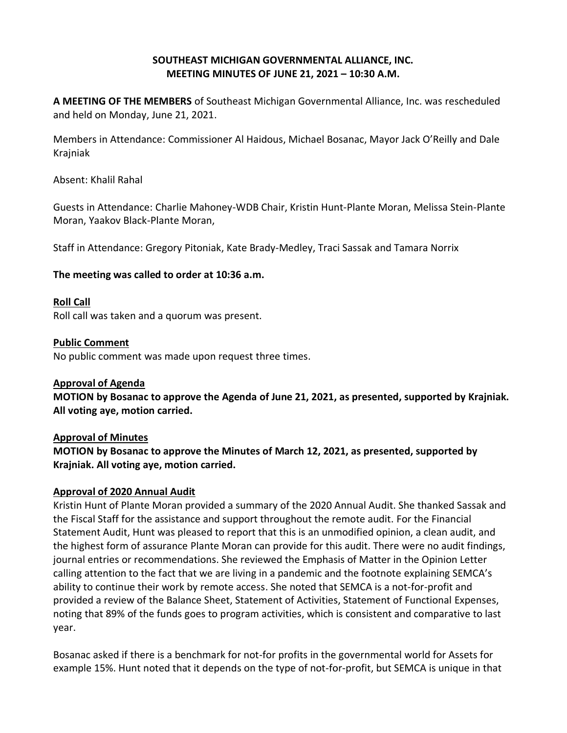**SOUTHEAST MICHIGAN GOVERNMENTAL ALLIANCE, INC.**
**MEETING MINUTES OF JUNE 21, 2021 – 10:30 A.M.**

**A MEETING OF THE MEMBERS** of Southeast Michigan Governmental Alliance, Inc. was rescheduled and held on Monday, June 21, 2021.

Members in Attendance: Commissioner Al Haidous, Michael Bosanac, Mayor Jack O'Reilly and Dale Krajniak

Absent: Khalil Rahal

Guests in Attendance: Charlie Mahoney-WDB Chair, Kristin Hunt-Plante Moran, Melissa Stein-Plante Moran, Yaakov Black-Plante Moran,

Staff in Attendance: Gregory Pitoniak, Kate Brady-Medley, Traci Sassak and Tamara Norrix

**The meeting was called to order at 10:36 a.m.**

**Roll Call**

Roll call was taken and a quorum was present.

**Public Comment**

No public comment was made upon request three times.

**Approval of Agenda**

**MOTION by Bosanac to approve the Agenda of June 21, 2021, as presented, supported by Krajniak. All voting aye, motion carried.**

**Approval of Minutes**

**MOTION by Bosanac to approve the Minutes of March 12, 2021, as presented, supported by Krajniak. All voting aye, motion carried.**

**Approval of 2020 Annual Audit**

Kristin Hunt of Plante Moran provided a summary of the 2020 Annual Audit. She thanked Sassak and the Fiscal Staff for the assistance and support throughout the remote audit. For the Financial Statement Audit, Hunt was pleased to report that this is an unmodified opinion, a clean audit, and the highest form of assurance Plante Moran can provide for this audit. There were no audit findings, journal entries or recommendations. She reviewed the Emphasis of Matter in the Opinion Letter calling attention to the fact that we are living in a pandemic and the footnote explaining SEMCA's ability to continue their work by remote access. She noted that SEMCA is a not-for-profit and provided a review of the Balance Sheet, Statement of Activities, Statement of Functional Expenses, noting that 89% of the funds goes to program activities, which is consistent and comparative to last year.

Bosanac asked if there is a benchmark for not-for profits in the governmental world for Assets for example 15%. Hunt noted that it depends on the type of not-for-profit, but SEMCA is unique in that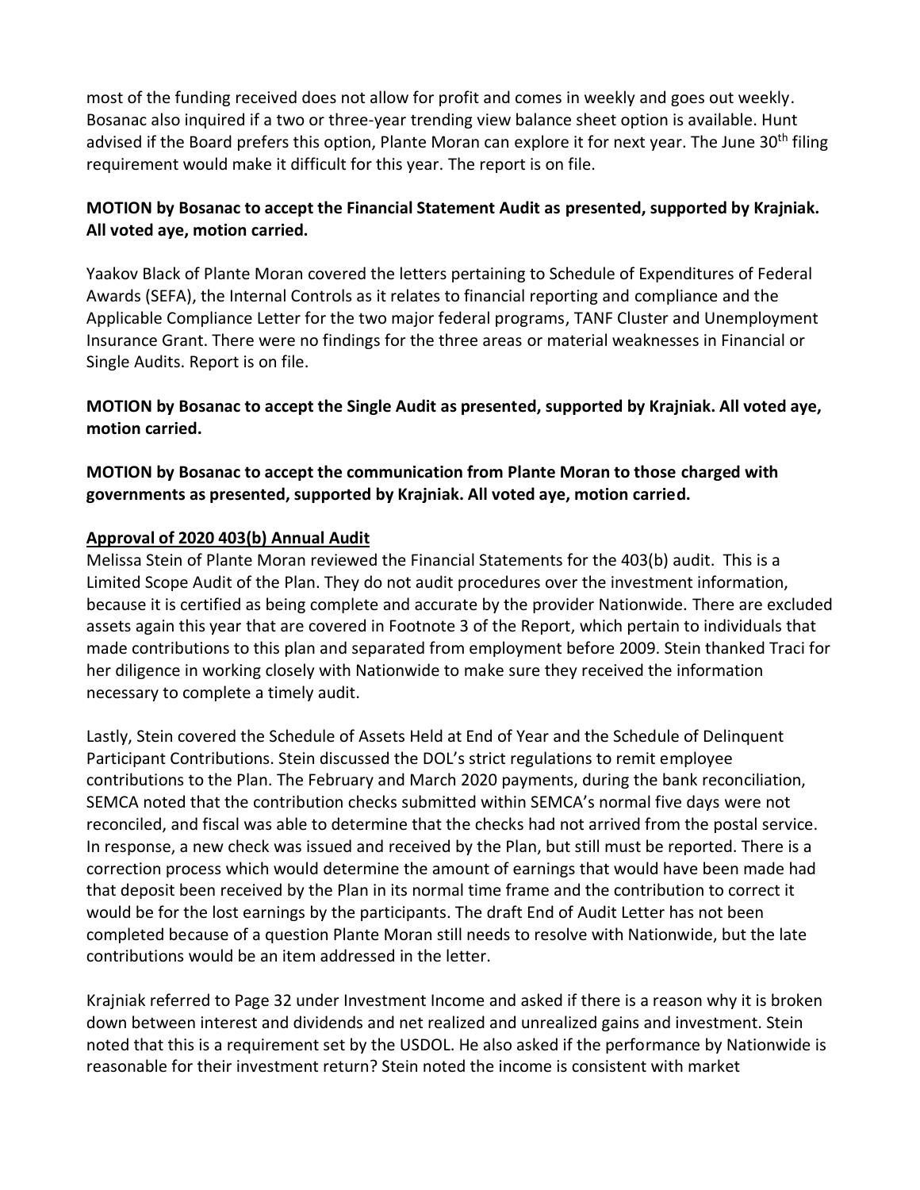most of the funding received does not allow for profit and comes in weekly and goes out weekly. Bosanac also inquired if a two or three-year trending view balance sheet option is available. Hunt advised if the Board prefers this option, Plante Moran can explore it for next year. The June 30th filing requirement would make it difficult for this year. The report is on file.

**MOTION by Bosanac to accept the Financial Statement Audit as presented, supported by Krajniak. All voted aye, motion carried.**

Yaakov Black of Plante Moran covered the letters pertaining to Schedule of Expenditures of Federal Awards (SEFA), the Internal Controls as it relates to financial reporting and compliance and the Applicable Compliance Letter for the two major federal programs, TANF Cluster and Unemployment Insurance Grant. There were no findings for the three areas or material weaknesses in Financial or Single Audits. Report is on file.

**MOTION by Bosanac to accept the Single Audit as presented, supported by Krajniak. All voted aye, motion carried.**

**MOTION by Bosanac to accept the communication from Plante Moran to those charged with governments as presented, supported by Krajniak. All voted aye, motion carried.**

**Approval of 2020 403(b) Annual Audit**

Melissa Stein of Plante Moran reviewed the Financial Statements for the 403(b) audit. This is a Limited Scope Audit of the Plan. They do not audit procedures over the investment information, because it is certified as being complete and accurate by the provider Nationwide. There are excluded assets again this year that are covered in Footnote 3 of the Report, which pertain to individuals that made contributions to this plan and separated from employment before 2009. Stein thanked Traci for her diligence in working closely with Nationwide to make sure they received the information necessary to complete a timely audit.

Lastly, Stein covered the Schedule of Assets Held at End of Year and the Schedule of Delinquent Participant Contributions. Stein discussed the DOL's strict regulations to remit employee contributions to the Plan. The February and March 2020 payments, during the bank reconciliation, SEMCA noted that the contribution checks submitted within SEMCA's normal five days were not reconciled, and fiscal was able to determine that the checks had not arrived from the postal service. In response, a new check was issued and received by the Plan, but still must be reported. There is a correction process which would determine the amount of earnings that would have been made had that deposit been received by the Plan in its normal time frame and the contribution to correct it would be for the lost earnings by the participants. The draft End of Audit Letter has not been completed because of a question Plante Moran still needs to resolve with Nationwide, but the late contributions would be an item addressed in the letter.

Krajniak referred to Page 32 under Investment Income and asked if there is a reason why it is broken down between interest and dividends and net realized and unrealized gains and investment. Stein noted that this is a requirement set by the USDOL. He also asked if the performance by Nationwide is reasonable for their investment return? Stein noted the income is consistent with market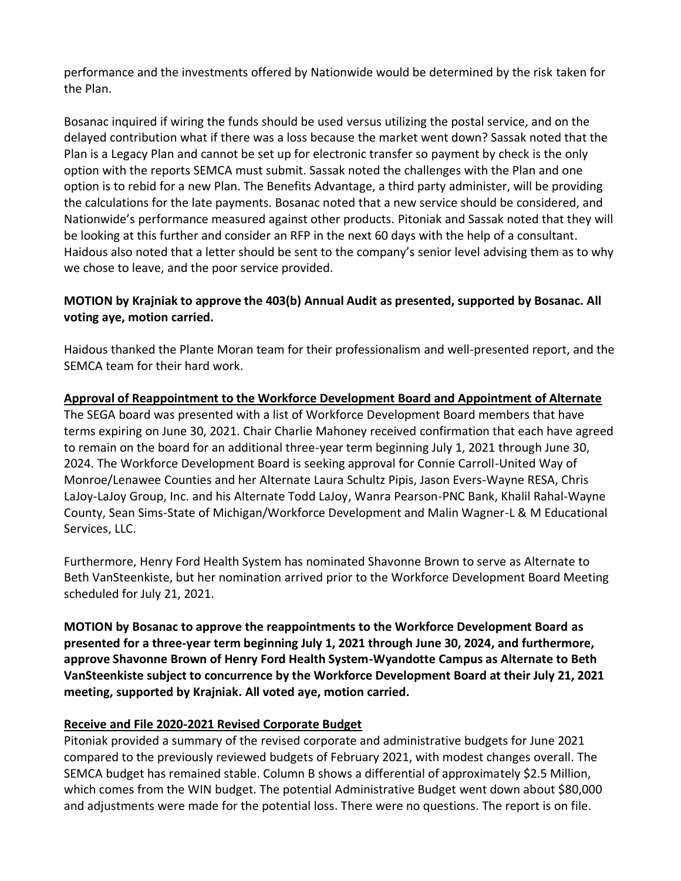performance and the investments offered by Nationwide would be determined by the risk taken for the Plan.

Bosanac inquired if wiring the funds should be used versus utilizing the postal service, and on the delayed contribution what if there was a loss because the market went down? Sassak noted that the Plan is a Legacy Plan and cannot be set up for electronic transfer so payment by check is the only option with the reports SEMCA must submit. Sassak noted the challenges with the Plan and one option is to rebid for a new Plan. The Benefits Advantage, a third party administer, will be providing the calculations for the late payments. Bosanac noted that a new service should be considered, and Nationwide's performance measured against other products. Pitoniak and Sassak noted that they will be looking at this further and consider an RFP in the next 60 days with the help of a consultant. Haidous also noted that a letter should be sent to the company's senior level advising them as to why we chose to leave, and the poor service provided.

**MOTION by Krajniak to approve the 403(b) Annual Audit as presented, supported by Bosanac. All voting aye, motion carried.**

Haidous thanked the Plante Moran team for their professionalism and well-presented report, and the SEMCA team for their hard work.

**Approval of Reappointment to the Workforce Development Board and Appointment of Alternate**

The SEGA board was presented with a list of Workforce Development Board members that have terms expiring on June 30, 2021. Chair Charlie Mahoney received confirmation that each have agreed to remain on the board for an additional three-year term beginning July 1, 2021 through June 30, 2024. The Workforce Development Board is seeking approval for Connie Carroll-United Way of Monroe/Lenawee Counties and her Alternate Laura Schultz Pipis, Jason Evers-Wayne RESA, Chris LaJoy-LaJoy Group, Inc. and his Alternate Todd LaJoy, Wanra Pearson-PNC Bank, Khalil Rahal-Wayne County, Sean Sims-State of Michigan/Workforce Development and Malin Wagner-L & M Educational Services, LLC.

Furthermore, Henry Ford Health System has nominated Shavonne Brown to serve as Alternate to Beth VanSteenkiste, but her nomination arrived prior to the Workforce Development Board Meeting scheduled for July 21, 2021.

**MOTION by Bosanac to approve the reappointments to the Workforce Development Board as presented for a three-year term beginning July 1, 2021 through June 30, 2024, and furthermore, approve Shavonne Brown of Henry Ford Health System-Wyandotte Campus as Alternate to Beth VanSteenkiste subject to concurrence by the Workforce Development Board at their July 21, 2021 meeting, supported by Krajniak. All voted aye, motion carried.**

**Receive and File 2020-2021 Revised Corporate Budget**

Pitoniak provided a summary of the revised corporate and administrative budgets for June 2021 compared to the previously reviewed budgets of February 2021, with modest changes overall. The SEMCA budget has remained stable. Column B shows a differential of approximately $2.5 Million, which comes from the WIN budget. The potential Administrative Budget went down about $80,000 and adjustments were made for the potential loss. There were no questions. The report is on file.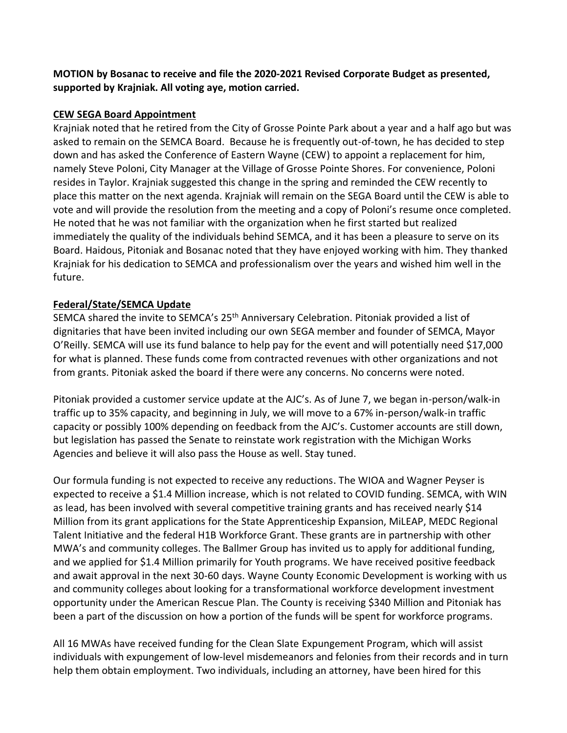**MOTION by Bosanac to receive and file the 2020-2021 Revised Corporate Budget as presented, supported by Krajniak. All voting aye, motion carried.**

**CEW SEGA Board Appointment**

Krajniak noted that he retired from the City of Grosse Pointe Park about a year and a half ago but was asked to remain on the SEMCA Board. Because he is frequently out-of-town, he has decided to step down and has asked the Conference of Eastern Wayne (CEW) to appoint a replacement for him, namely Steve Poloni, City Manager at the Village of Grosse Pointe Shores. For convenience, Poloni resides in Taylor. Krajniak suggested this change in the spring and reminded the CEW recently to place this matter on the next agenda. Krajniak will remain on the SEGA Board until the CEW is able to vote and will provide the resolution from the meeting and a copy of Poloni's resume once completed. He noted that he was not familiar with the organization when he first started but realized immediately the quality of the individuals behind SEMCA, and it has been a pleasure to serve on its Board. Haidous, Pitoniak and Bosanac noted that they have enjoyed working with him. They thanked Krajniak for his dedication to SEMCA and professionalism over the years and wished him well in the future.

**Federal/State/SEMCA Update**

SEMCA shared the invite to SEMCA's 25th Anniversary Celebration. Pitoniak provided a list of dignitaries that have been invited including our own SEGA member and founder of SEMCA, Mayor O'Reilly. SEMCA will use its fund balance to help pay for the event and will potentially need $17,000 for what is planned. These funds come from contracted revenues with other organizations and not from grants. Pitoniak asked the board if there were any concerns. No concerns were noted.

Pitoniak provided a customer service update at the AJC's. As of June 7, we began in-person/walk-in traffic up to 35% capacity, and beginning in July, we will move to a 67% in-person/walk-in traffic capacity or possibly 100% depending on feedback from the AJC's. Customer accounts are still down, but legislation has passed the Senate to reinstate work registration with the Michigan Works Agencies and believe it will also pass the House as well. Stay tuned.

Our formula funding is not expected to receive any reductions. The WIOA and Wagner Peyser is expected to receive a $1.4 Million increase, which is not related to COVID funding. SEMCA, with WIN as lead, has been involved with several competitive training grants and has received nearly $14 Million from its grant applications for the State Apprenticeship Expansion, MiLEAP, MEDC Regional Talent Initiative and the federal H1B Workforce Grant. These grants are in partnership with other MWA's and community colleges. The Ballmer Group has invited us to apply for additional funding, and we applied for $1.4 Million primarily for Youth programs. We have received positive feedback and await approval in the next 30-60 days. Wayne County Economic Development is working with us and community colleges about looking for a transformational workforce development investment opportunity under the American Rescue Plan. The County is receiving $340 Million and Pitoniak has been a part of the discussion on how a portion of the funds will be spent for workforce programs.

All 16 MWAs have received funding for the Clean Slate Expungement Program, which will assist individuals with expungement of low-level misdemeanors and felonies from their records and in turn help them obtain employment. Two individuals, including an attorney, have been hired for this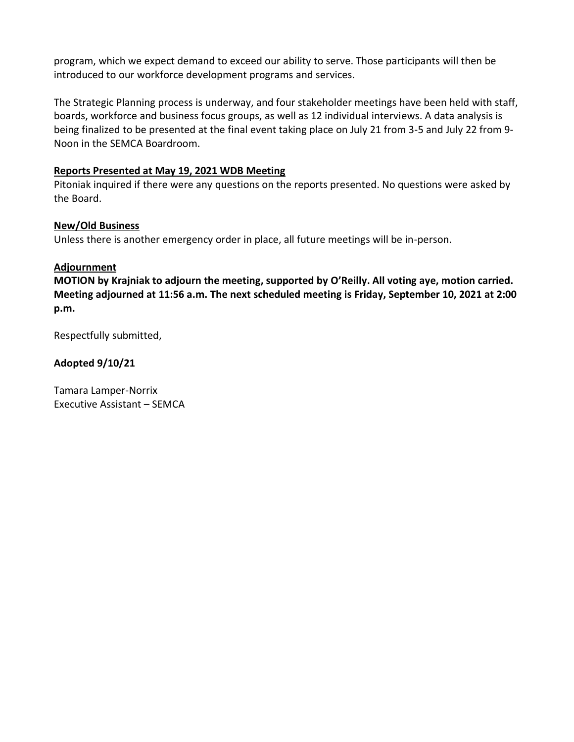program, which we expect demand to exceed our ability to serve. Those participants will then be introduced to our workforce development programs and services.

The Strategic Planning process is underway, and four stakeholder meetings have been held with staff, boards, workforce and business focus groups, as well as 12 individual interviews. A data analysis is being finalized to be presented at the final event taking place on July 21 from 3-5 and July 22 from 9-Noon in the SEMCA Boardroom.

**Reports Presented at May 19, 2021 WDB Meeting**

Pitoniak inquired if there were any questions on the reports presented. No questions were asked by the Board.

**New/Old Business**

Unless there is another emergency order in place, all future meetings will be in-person.

**Adjournment**

**MOTION by Krajniak to adjourn the meeting, supported by O'Reilly. All voting aye, motion carried. Meeting adjourned at 11:56 a.m. The next scheduled meeting is Friday, September 10, 2021 at 2:00 p.m.**

Respectfully submitted,

**Adopted 9/10/21**

Tamara Lamper-Norrix
Executive Assistant – SEMCA